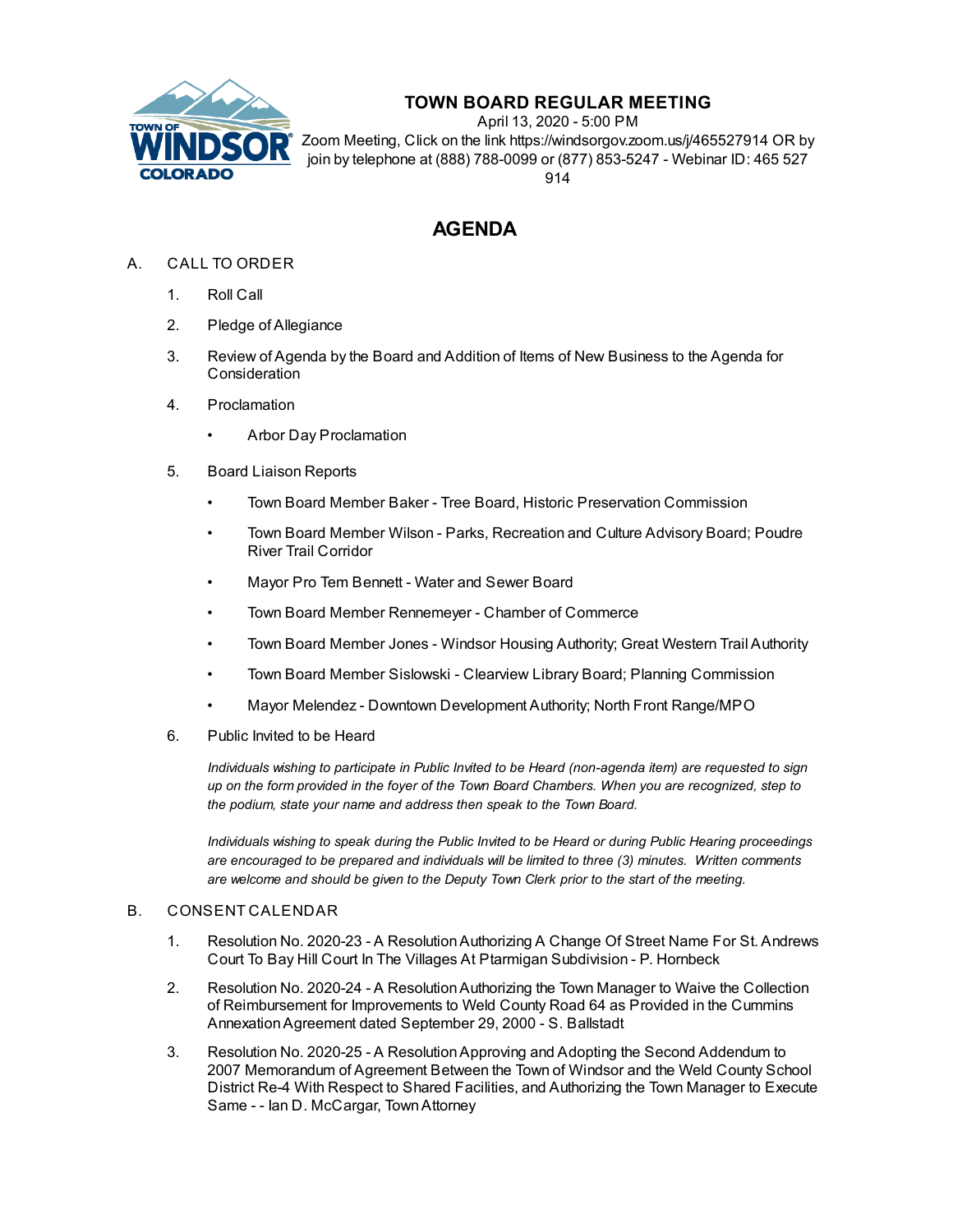# TOWN BOARD REGULAR MEETING

April 13, 2020 - 5:00 PM

Zoom Meeting, Click on the link https://windsorgov.zoom.us/j/465527914 OR by join by telephone at (888) 788-0099 or (877) 853-5247 - Webinar ID: 465 527 914

## AGENDA

A. CALL TO ORDER

1. Roll Call
2. Pledge of Allegiance
3. Review of Agenda by the Board and Addition of Items of New Business to the Agenda for Consideration
4. Proclamation
   - Arbor Day Proclamation
5. Board Liaison Reports
   - Town Board Member Baker - Tree Board, Historic Preservation Commission
   - Town Board Member Wilson - Parks, Recreation and Culture Advisory Board; Poudre River Trail Corridor
   - Mayor Pro Tem Bennett - Water and Sewer Board
   - Town Board Member Rennemeyer - Chamber of Commerce
   - Town Board Member Jones - Windsor Housing Authority; Great Western Trail Authority
   - Town Board Member Sislowski - Clearview Library Board; Planning Commission
   - Mayor Melendez - Downtown Development Authority; North Front Range/MPO
6. Public Invited to be Heard

   *Individuals wishing to participate in Public Invited to be Heard (non-agenda item) are requested to sign up on the form provided in the foyer of the Town Board Chambers. When you are recognized, step to the podium, state your name and address then speak to the Town Board.*

   *Individuals wishing to speak during the Public Invited to be Heard or during Public Hearing proceedings are encouraged to be prepared and individuals will be limited to three (3) minutes. Written comments are welcome and should be given to the Deputy Town Clerk prior to the start of the meeting.*

B. CONSENT CALENDAR

1. Resolution No. 2020-23 - A Resolution Authorizing A Change Of Street Name For St. Andrews Court To Bay Hill Court In The Villages At Ptarmigan Subdivision - P. Hornbeck
2. Resolution No. 2020-24 - A Resolution Authorizing the Town Manager to Waive the Collection of Reimbursement for Improvements to Weld County Road 64 as Provided in the Cummins Annexation Agreement dated September 29, 2000 - S. Ballstadt
3. Resolution No. 2020-25 - A Resolution Approving and Adopting the Second Addendum to 2007 Memorandum of Agreement Between the Town of Windsor and the Weld County School District Re-4 With Respect to Shared Facilities, and Authorizing the Town Manager to Execute Same - - Ian D. McCargar, Town Attorney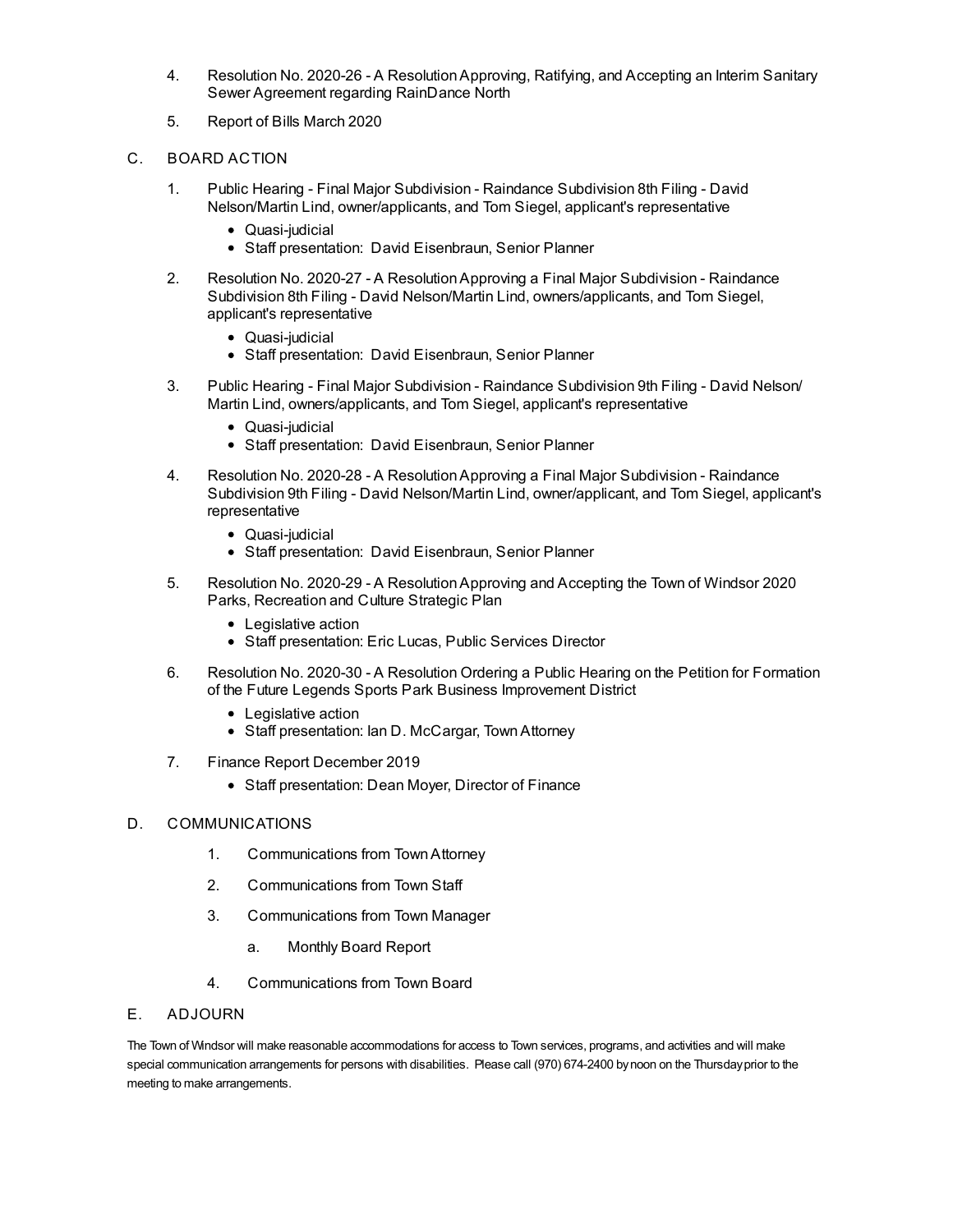4. Resolution No. 2020-26 - A Resolution Approving, Ratifying, and Accepting an Interim Sanitary Sewer Agreement regarding RainDance North

5. Report of Bills March 2020

C. BOARD ACTION

1. Public Hearing - Final Major Subdivision - Raindance Subdivision 8th Filing - David Nelson/Martin Lind, owner/applicants, and Tom Siegel, applicant's representative
   - Quasi-judicial
   - Staff presentation: David Eisenbraun, Senior Planner

2. Resolution No. 2020-27 - A Resolution Approving a Final Major Subdivision - Raindance Subdivision 8th Filing - David Nelson/Martin Lind, owners/applicants, and Tom Siegel, applicant's representative
   - Quasi-judicial
   - Staff presentation: David Eisenbraun, Senior Planner

3. Public Hearing - Final Major Subdivision - Raindance Subdivision 9th Filing - David Nelson/ Martin Lind, owners/applicants, and Tom Siegel, applicant's representative
   - Quasi-judicial
   - Staff presentation: David Eisenbraun, Senior Planner

4. Resolution No. 2020-28 - A Resolution Approving a Final Major Subdivision - Raindance Subdivision 9th Filing - David Nelson/Martin Lind, owner/applicant, and Tom Siegel, applicant's representative
   - Quasi-judicial
   - Staff presentation: David Eisenbraun, Senior Planner

5. Resolution No. 2020-29 - A Resolution Approving and Accepting the Town of Windsor 2020 Parks, Recreation and Culture Strategic Plan
   - Legislative action
   - Staff presentation: Eric Lucas, Public Services Director

6. Resolution No. 2020-30 - A Resolution Ordering a Public Hearing on the Petition for Formation of the Future Legends Sports Park Business Improvement District
   - Legislative action
   - Staff presentation: Ian D. McCargar, Town Attorney

7. Finance Report December 2019
   - Staff presentation: Dean Moyer, Director of Finance

D. COMMUNICATIONS

1. Communications from Town Attorney

2. Communications from Town Staff

3. Communications from Town Manager

   a. Monthly Board Report

4. Communications from Town Board

E. ADJOURN

The Town of Windsor will make reasonable accommodations for access to Town services, programs, and activities and will make special communication arrangements for persons with disabilities. Please call (970) 674-2400 by noon on the Thursday prior to the meeting to make arrangements.